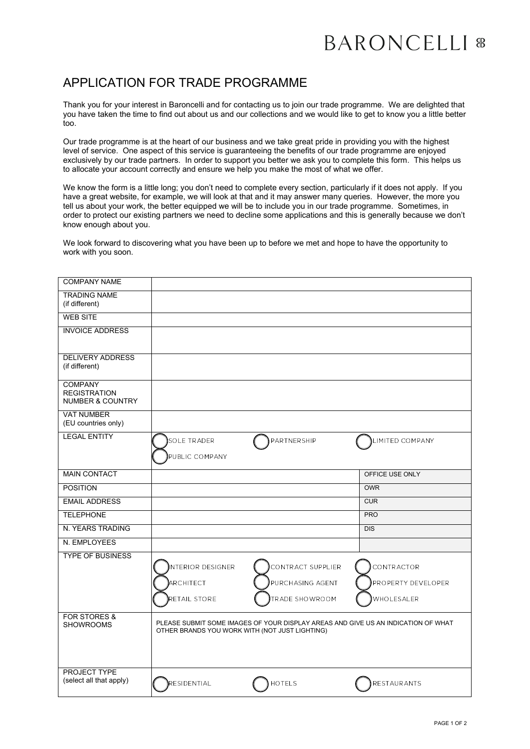BARONCELLI

# APPLICATION FOR TRADE PROGRAMME

Thank you for your interest in Baroncelli and for contacting us to join our trade programme. We are delighted that you have taken the time to find out about us and our collections and we would like to get to know you a little better too.

Our trade programme is at the heart of our business and we take great pride in providing you with the highest level of service. One aspect of this service is guaranteeing the benefits of our trade programme are enjoyed exclusively by our trade partners. In order to support you better we ask you to complete this form. This helps us to allocate your account correctly and ensure we help you make the most of what we offer.

We know the form is a little long; you don't need to complete every section, particularly if it does not apply. If you have a great website, for example, we will look at that and it may answer many queries. However, the more you tell us about your work, the better equipped we will be to include you in our trade programme. Sometimes, in order to protect our existing partners we need to decline some applications and this is generally because we don't know enough about you.

We look forward to discovering what you have been up to before we met and hope to have the opportunity to work with you soon.

| | | |
|---|---|---|
| COMPANY NAME | | |
| TRADING NAME (if different) | | |
| WEB SITE | | |
| INVOICE ADDRESS | | |
| DELIVERY ADDRESS (if different) | | |
| COMPANY REGISTRATION NUMBER & COUNTRY | | |
| VAT NUMBER (EU countries only) | | |
| LEGAL ENTITY | ◯ SOLE TRADER ◯ PARTNERSHIP ◯ LIMITED COMPANY ◯ PUBLIC COMPANY | |
| MAIN CONTACT | | OFFICE USE ONLY |
| POSITION | | OWR |
| EMAIL ADDRESS | | CUR |
| TELEPHONE | | PRO |
| N. YEARS TRADING | | DIS |
| N. EMPLOYEES | | |
| TYPE OF BUSINESS | ◯ INTERIOR DESIGNER ◯ CONTRACT SUPPLIER ◯ CONTRACTOR ◯ ARCHITECT ◯ PURCHASING AGENT ◯ PROPERTY DEVELOPER ◯ RETAIL STORE ◯ TRADE SHOWROOM ◯ WHOLESALER | |
| FOR STORES & SHOWROOMS | PLEASE SUBMIT SOME IMAGES OF YOUR DISPLAY AREAS AND GIVE US AN INDICATION OF WHAT OTHER BRANDS YOU WORK WITH (NOT JUST LIGHTING) | |
| PROJECT TYPE (select all that apply) | ◯ RESIDENTIAL ◯ HOTELS ◯ RESTAURANTS | |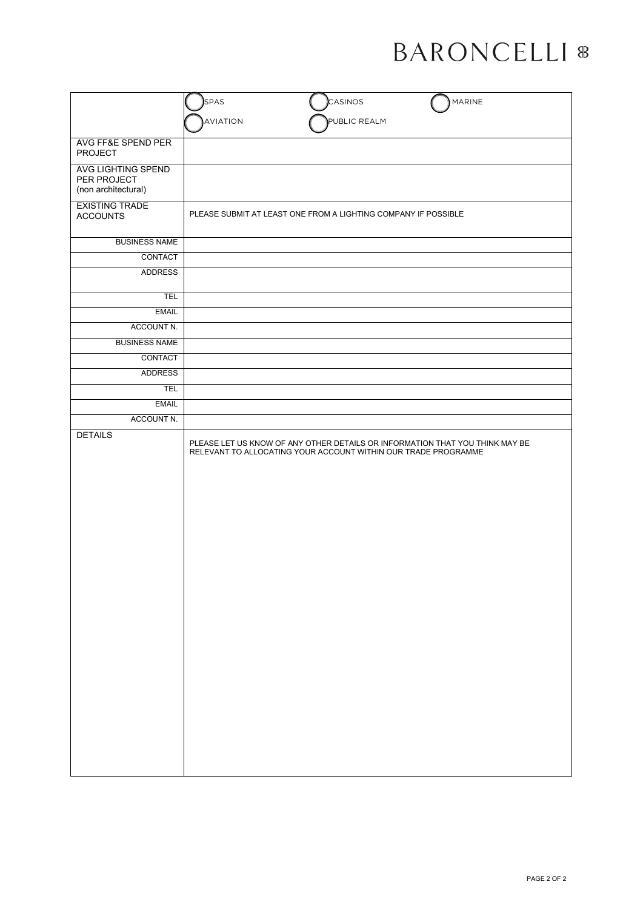# BARONCELLI

| | |
|---|---|
| | ◯ SPAS ◯ CASINOS ◯ MARINE ◯ AVIATION ◯ PUBLIC REALM |
| AVG FF&E SPEND PER PROJECT | |
| AVG LIGHTING SPEND PER PROJECT (non architectural) | |
| EXISTING TRADE ACCOUNTS | PLEASE SUBMIT AT LEAST ONE FROM A LIGHTING COMPANY IF POSSIBLE |
| BUSINESS NAME | |
| CONTACT | |
| ADDRESS | |
| TEL | |
| EMAIL | |
| ACCOUNT N. | |
| BUSINESS NAME | |
| CONTACT | |
| ADDRESS | |
| TEL | |
| EMAIL | |
| ACCOUNT N. | |
| DETAILS | PLEASE LET US KNOW OF ANY OTHER DETAILS OR INFORMATION THAT YOU THINK MAY BE RELEVANT TO ALLOCATING YOUR ACCOUNT WITHIN OUR TRADE PROGRAMME |